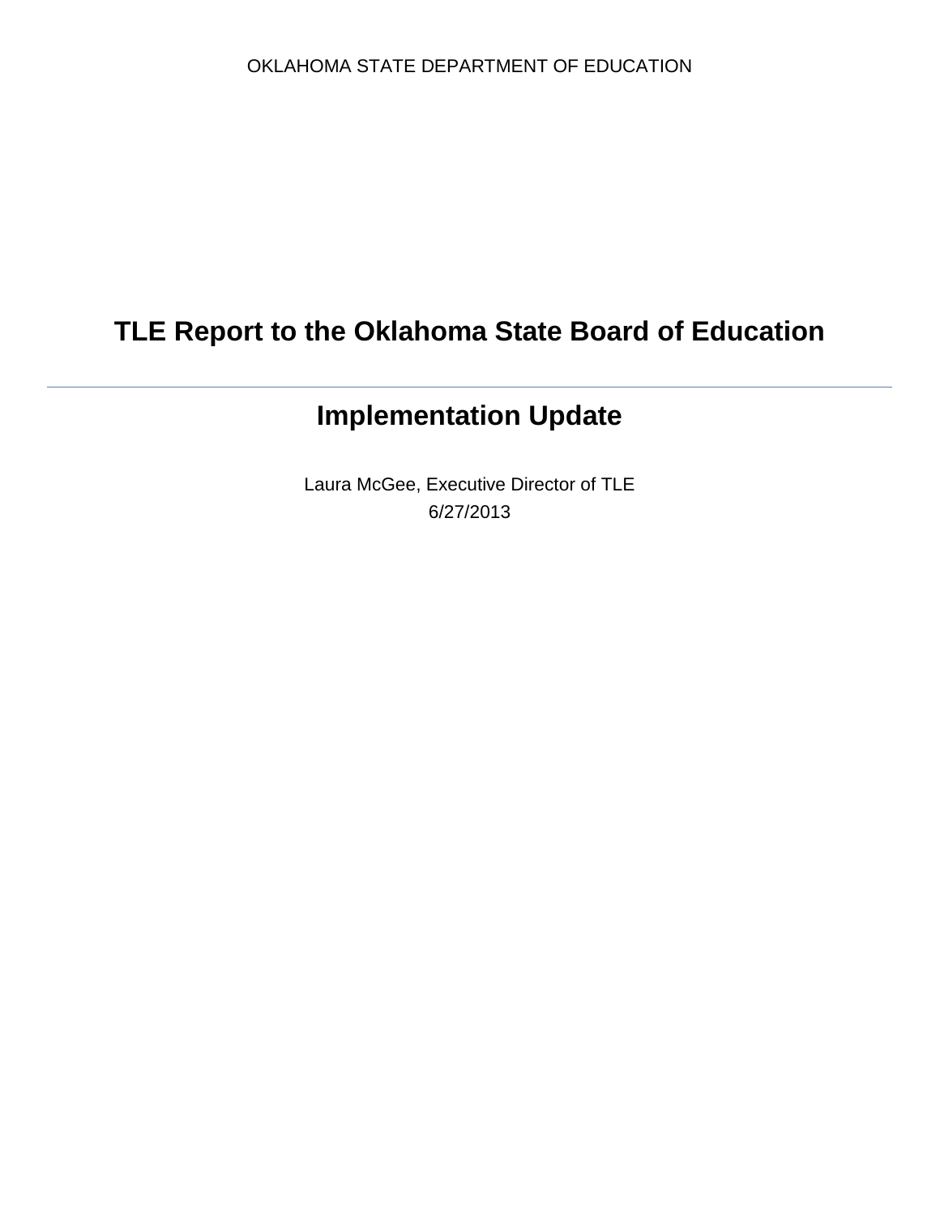OKLAHOMA STATE DEPARTMENT OF EDUCATION

# TLE Report to the Oklahoma State Board of Education

---

## Implementation Update

Laura McGee, Executive Director of TLE

6/27/2013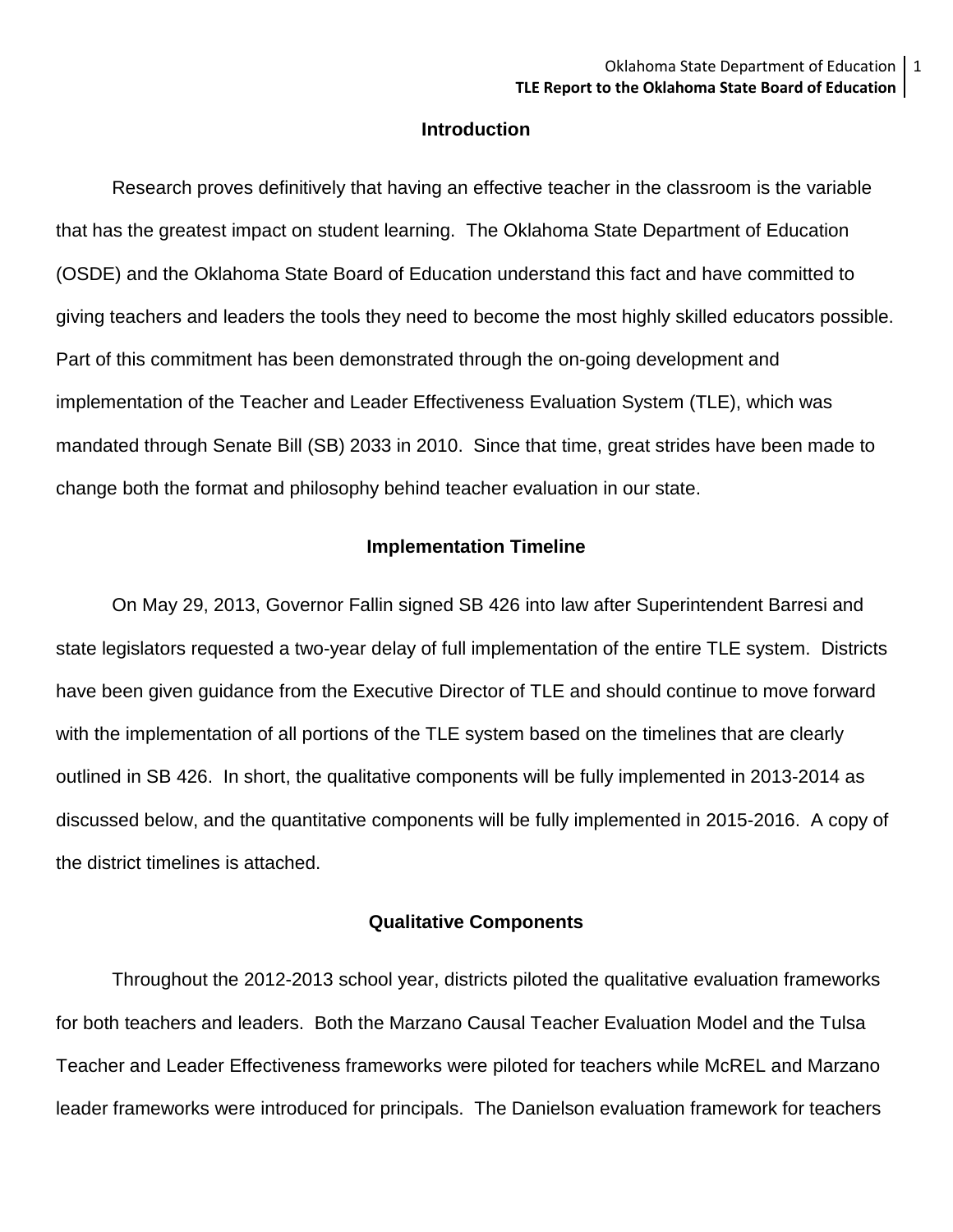## Introduction

Research proves definitively that having an effective teacher in the classroom is the variable that has the greatest impact on student learning. The Oklahoma State Department of Education (OSDE) and the Oklahoma State Board of Education understand this fact and have committed to giving teachers and leaders the tools they need to become the most highly skilled educators possible. Part of this commitment has been demonstrated through the on-going development and implementation of the Teacher and Leader Effectiveness Evaluation System (TLE), which was mandated through Senate Bill (SB) 2033 in 2010. Since that time, great strides have been made to change both the format and philosophy behind teacher evaluation in our state.

## Implementation Timeline

On May 29, 2013, Governor Fallin signed SB 426 into law after Superintendent Barresi and state legislators requested a two-year delay of full implementation of the entire TLE system. Districts have been given guidance from the Executive Director of TLE and should continue to move forward with the implementation of all portions of the TLE system based on the timelines that are clearly outlined in SB 426. In short, the qualitative components will be fully implemented in 2013-2014 as discussed below, and the quantitative components will be fully implemented in 2015-2016. A copy of the district timelines is attached.

## Qualitative Components

Throughout the 2012-2013 school year, districts piloted the qualitative evaluation frameworks for both teachers and leaders. Both the Marzano Causal Teacher Evaluation Model and the Tulsa Teacher and Leader Effectiveness frameworks were piloted for teachers while McREL and Marzano leader frameworks were introduced for principals. The Danielson evaluation framework for teachers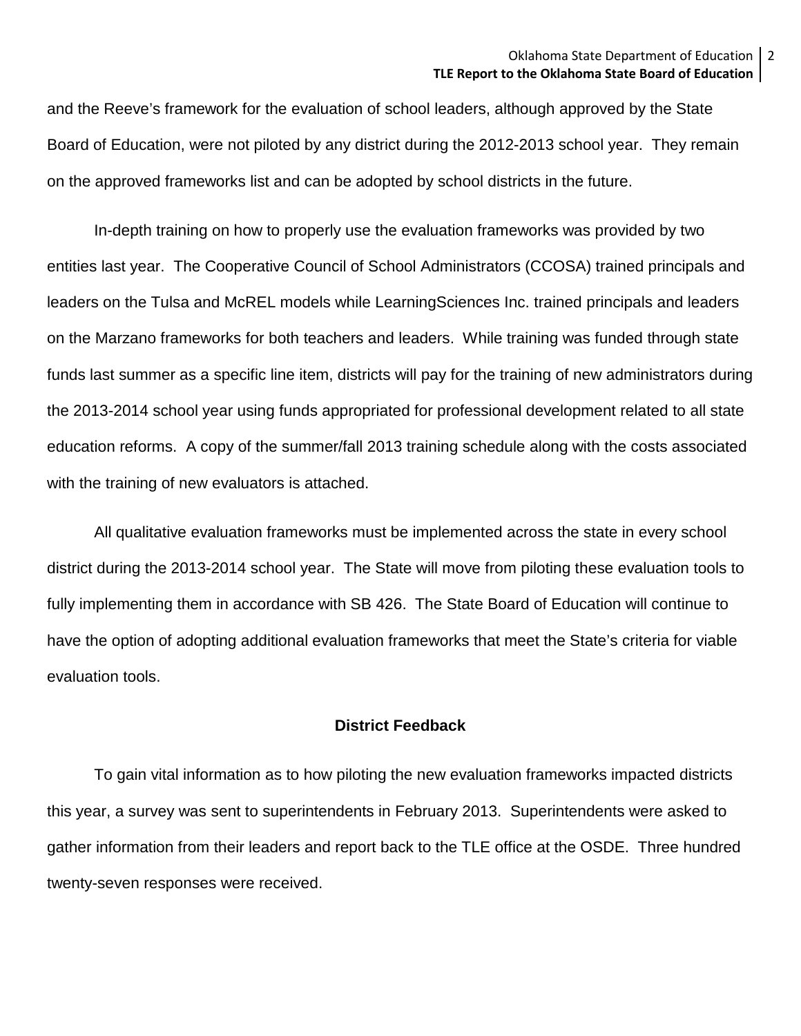and the Reeve's framework for the evaluation of school leaders, although approved by the State Board of Education, were not piloted by any district during the 2012-2013 school year. They remain on the approved frameworks list and can be adopted by school districts in the future.

In-depth training on how to properly use the evaluation frameworks was provided by two entities last year. The Cooperative Council of School Administrators (CCOSA) trained principals and leaders on the Tulsa and McREL models while LearningSciences Inc. trained principals and leaders on the Marzano frameworks for both teachers and leaders. While training was funded through state funds last summer as a specific line item, districts will pay for the training of new administrators during the 2013-2014 school year using funds appropriated for professional development related to all state education reforms. A copy of the summer/fall 2013 training schedule along with the costs associated with the training of new evaluators is attached.

All qualitative evaluation frameworks must be implemented across the state in every school district during the 2013-2014 school year. The State will move from piloting these evaluation tools to fully implementing them in accordance with SB 426. The State Board of Education will continue to have the option of adopting additional evaluation frameworks that meet the State's criteria for viable evaluation tools.

## District Feedback

To gain vital information as to how piloting the new evaluation frameworks impacted districts this year, a survey was sent to superintendents in February 2013. Superintendents were asked to gather information from their leaders and report back to the TLE office at the OSDE. Three hundred twenty-seven responses were received.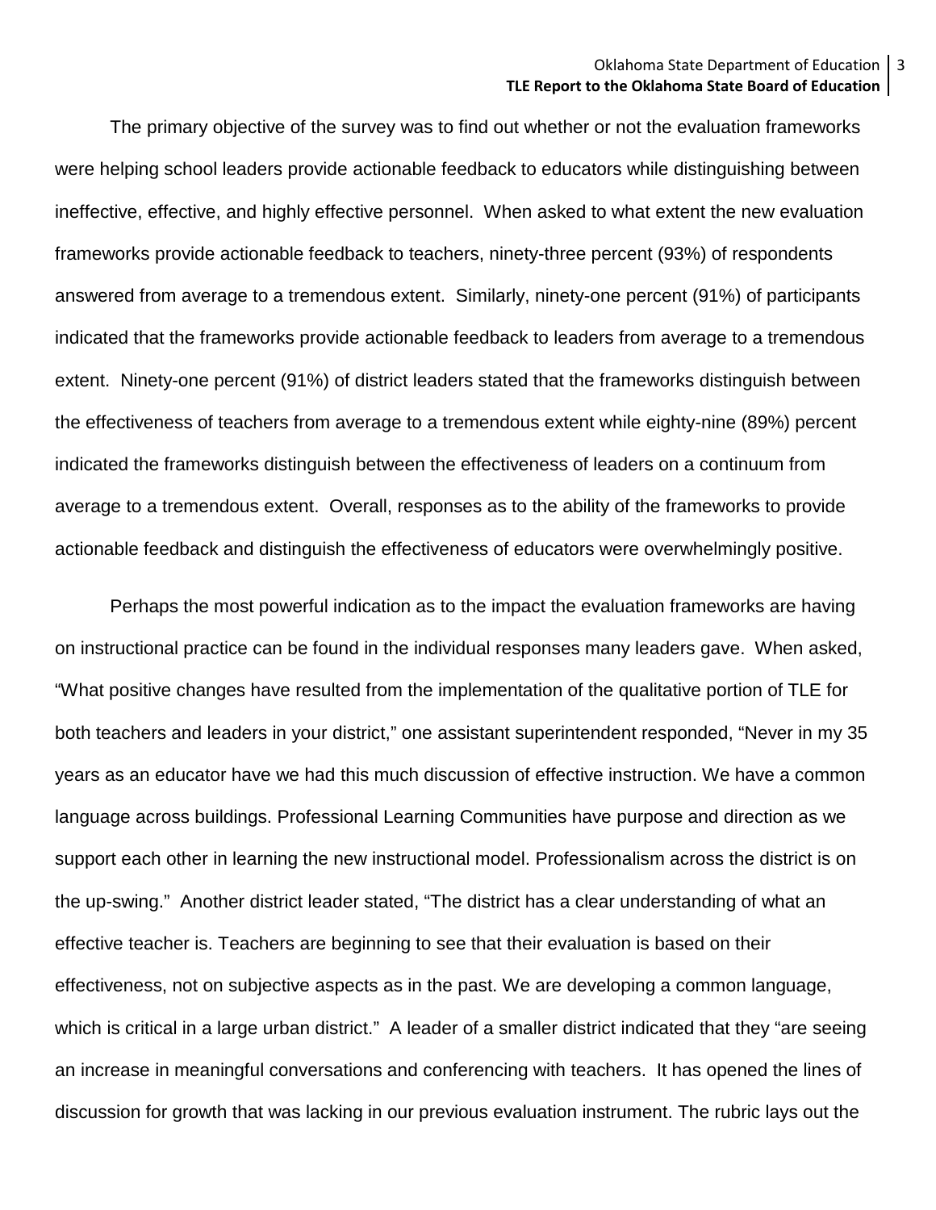The primary objective of the survey was to find out whether or not the evaluation frameworks were helping school leaders provide actionable feedback to educators while distinguishing between ineffective, effective, and highly effective personnel. When asked to what extent the new evaluation frameworks provide actionable feedback to teachers, ninety-three percent (93%) of respondents answered from average to a tremendous extent. Similarly, ninety-one percent (91%) of participants indicated that the frameworks provide actionable feedback to leaders from average to a tremendous extent. Ninety-one percent (91%) of district leaders stated that the frameworks distinguish between the effectiveness of teachers from average to a tremendous extent while eighty-nine (89%) percent indicated the frameworks distinguish between the effectiveness of leaders on a continuum from average to a tremendous extent. Overall, responses as to the ability of the frameworks to provide actionable feedback and distinguish the effectiveness of educators were overwhelmingly positive.

Perhaps the most powerful indication as to the impact the evaluation frameworks are having on instructional practice can be found in the individual responses many leaders gave. When asked, "What positive changes have resulted from the implementation of the qualitative portion of TLE for both teachers and leaders in your district," one assistant superintendent responded, "Never in my 35 years as an educator have we had this much discussion of effective instruction. We have a common language across buildings. Professional Learning Communities have purpose and direction as we support each other in learning the new instructional model. Professionalism across the district is on the up-swing." Another district leader stated, "The district has a clear understanding of what an effective teacher is. Teachers are beginning to see that their evaluation is based on their effectiveness, not on subjective aspects as in the past. We are developing a common language, which is critical in a large urban district." A leader of a smaller district indicated that they "are seeing an increase in meaningful conversations and conferencing with teachers. It has opened the lines of discussion for growth that was lacking in our previous evaluation instrument. The rubric lays out the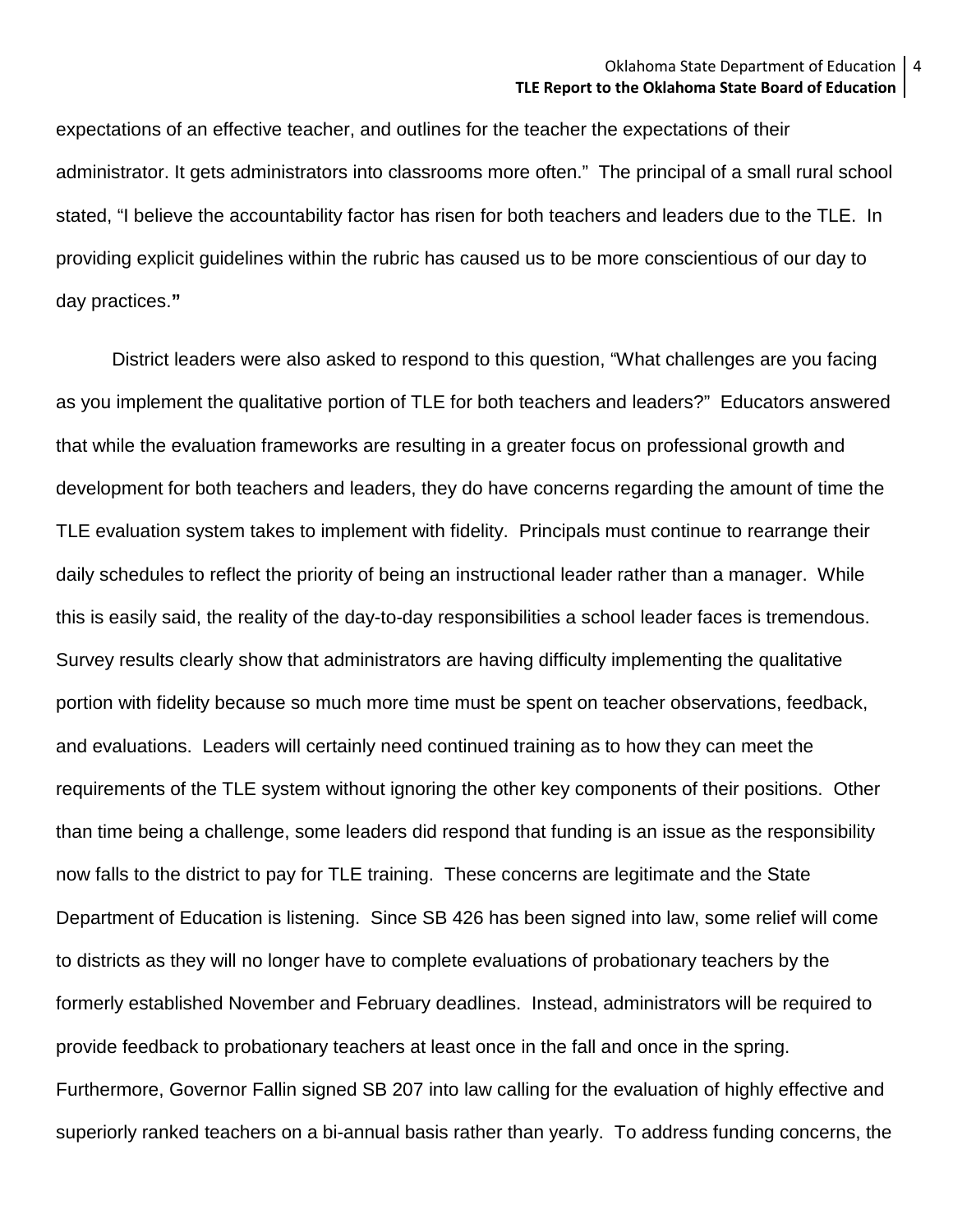expectations of an effective teacher, and outlines for the teacher the expectations of their administrator. It gets administrators into classrooms more often." The principal of a small rural school stated, "I believe the accountability factor has risen for both teachers and leaders due to the TLE. In providing explicit guidelines within the rubric has caused us to be more conscientious of our day to day practices.**"**

District leaders were also asked to respond to this question, "What challenges are you facing as you implement the qualitative portion of TLE for both teachers and leaders?" Educators answered that while the evaluation frameworks are resulting in a greater focus on professional growth and development for both teachers and leaders, they do have concerns regarding the amount of time the TLE evaluation system takes to implement with fidelity. Principals must continue to rearrange their daily schedules to reflect the priority of being an instructional leader rather than a manager. While this is easily said, the reality of the day-to-day responsibilities a school leader faces is tremendous. Survey results clearly show that administrators are having difficulty implementing the qualitative portion with fidelity because so much more time must be spent on teacher observations, feedback, and evaluations. Leaders will certainly need continued training as to how they can meet the requirements of the TLE system without ignoring the other key components of their positions. Other than time being a challenge, some leaders did respond that funding is an issue as the responsibility now falls to the district to pay for TLE training. These concerns are legitimate and the State Department of Education is listening. Since SB 426 has been signed into law, some relief will come to districts as they will no longer have to complete evaluations of probationary teachers by the formerly established November and February deadlines. Instead, administrators will be required to provide feedback to probationary teachers at least once in the fall and once in the spring. Furthermore, Governor Fallin signed SB 207 into law calling for the evaluation of highly effective and superiorly ranked teachers on a bi-annual basis rather than yearly. To address funding concerns, the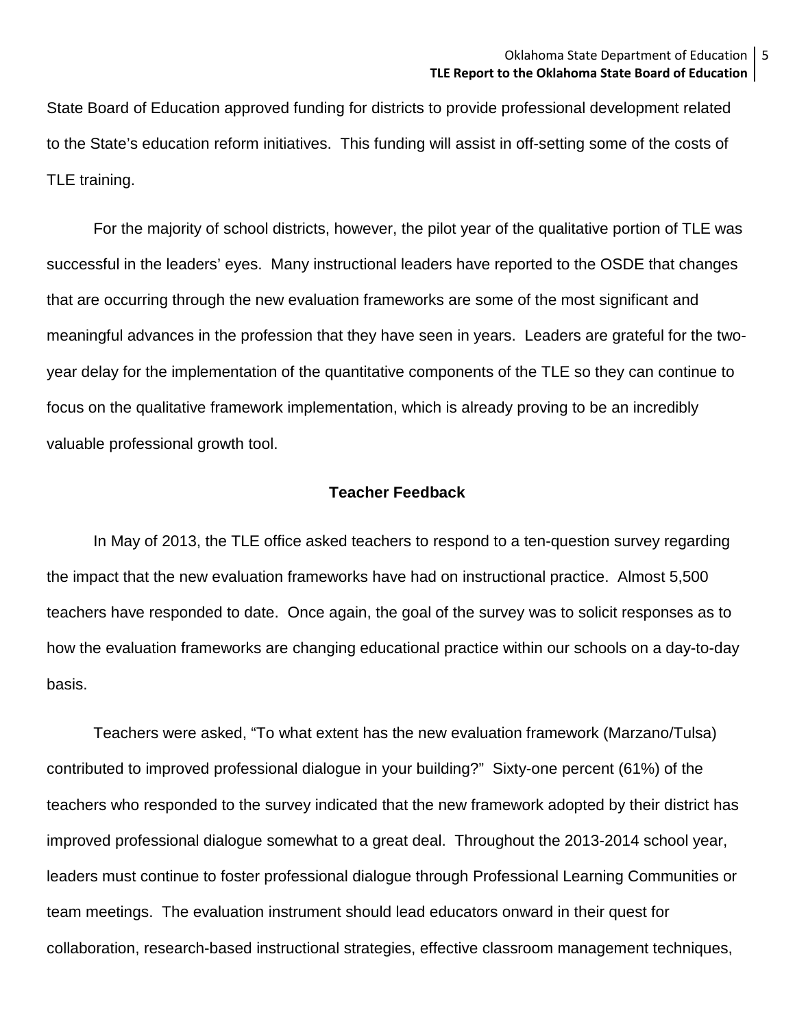State Board of Education approved funding for districts to provide professional development related to the State's education reform initiatives. This funding will assist in off-setting some of the costs of TLE training.

For the majority of school districts, however, the pilot year of the qualitative portion of TLE was successful in the leaders' eyes. Many instructional leaders have reported to the OSDE that changes that are occurring through the new evaluation frameworks are some of the most significant and meaningful advances in the profession that they have seen in years. Leaders are grateful for the two-year delay for the implementation of the quantitative components of the TLE so they can continue to focus on the qualitative framework implementation, which is already proving to be an incredibly valuable professional growth tool.

## Teacher Feedback

In May of 2013, the TLE office asked teachers to respond to a ten-question survey regarding the impact that the new evaluation frameworks have had on instructional practice. Almost 5,500 teachers have responded to date. Once again, the goal of the survey was to solicit responses as to how the evaluation frameworks are changing educational practice within our schools on a day-to-day basis.

Teachers were asked, "To what extent has the new evaluation framework (Marzano/Tulsa) contributed to improved professional dialogue in your building?" Sixty-one percent (61%) of the teachers who responded to the survey indicated that the new framework adopted by their district has improved professional dialogue somewhat to a great deal. Throughout the 2013-2014 school year, leaders must continue to foster professional dialogue through Professional Learning Communities or team meetings. The evaluation instrument should lead educators onward in their quest for collaboration, research-based instructional strategies, effective classroom management techniques,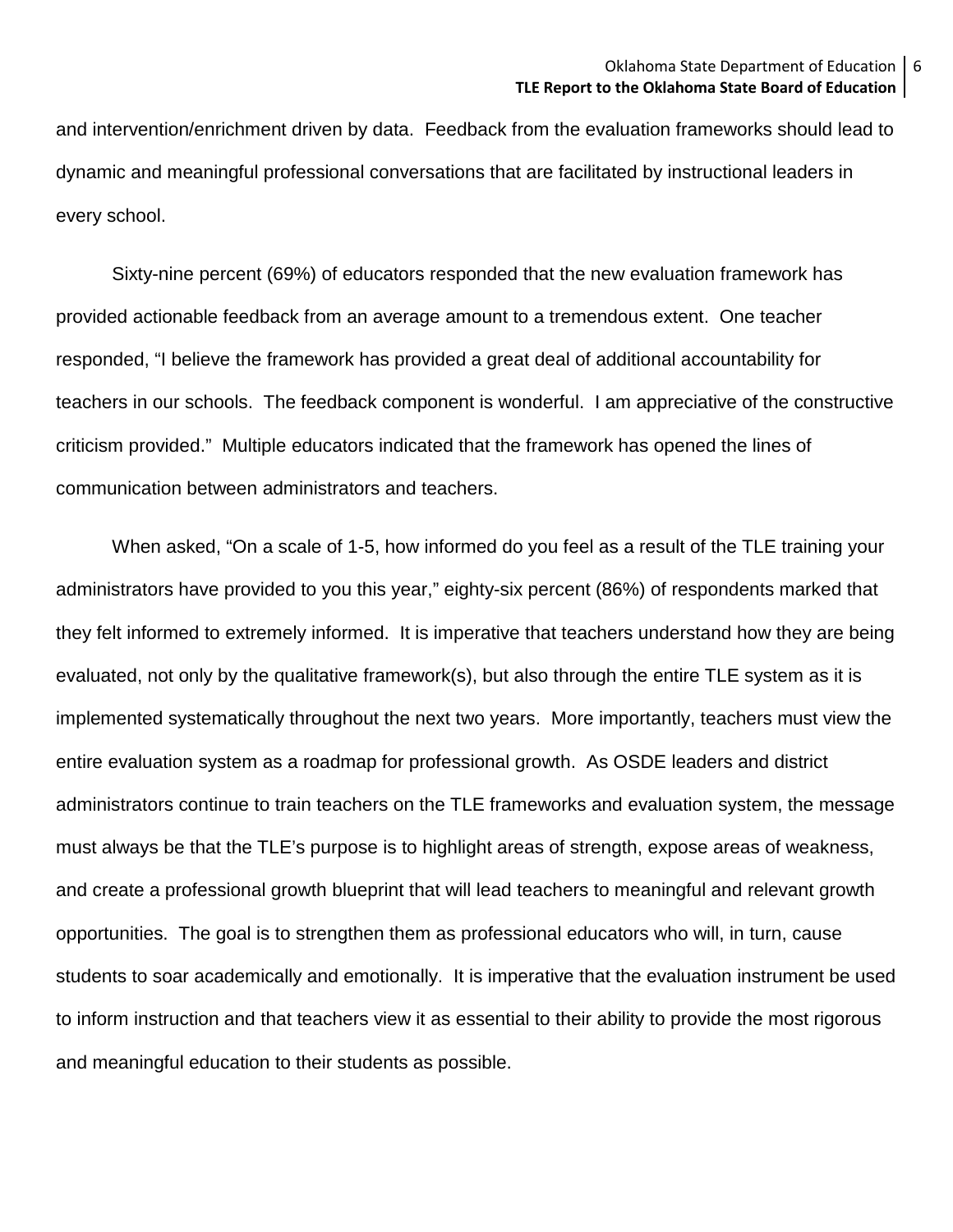and intervention/enrichment driven by data. Feedback from the evaluation frameworks should lead to dynamic and meaningful professional conversations that are facilitated by instructional leaders in every school.

Sixty-nine percent (69%) of educators responded that the new evaluation framework has provided actionable feedback from an average amount to a tremendous extent. One teacher responded, "I believe the framework has provided a great deal of additional accountability for teachers in our schools. The feedback component is wonderful. I am appreciative of the constructive criticism provided." Multiple educators indicated that the framework has opened the lines of communication between administrators and teachers.

When asked, "On a scale of 1-5, how informed do you feel as a result of the TLE training your administrators have provided to you this year," eighty-six percent (86%) of respondents marked that they felt informed to extremely informed. It is imperative that teachers understand how they are being evaluated, not only by the qualitative framework(s), but also through the entire TLE system as it is implemented systematically throughout the next two years. More importantly, teachers must view the entire evaluation system as a roadmap for professional growth. As OSDE leaders and district administrators continue to train teachers on the TLE frameworks and evaluation system, the message must always be that the TLE's purpose is to highlight areas of strength, expose areas of weakness, and create a professional growth blueprint that will lead teachers to meaningful and relevant growth opportunities. The goal is to strengthen them as professional educators who will, in turn, cause students to soar academically and emotionally. It is imperative that the evaluation instrument be used to inform instruction and that teachers view it as essential to their ability to provide the most rigorous and meaningful education to their students as possible.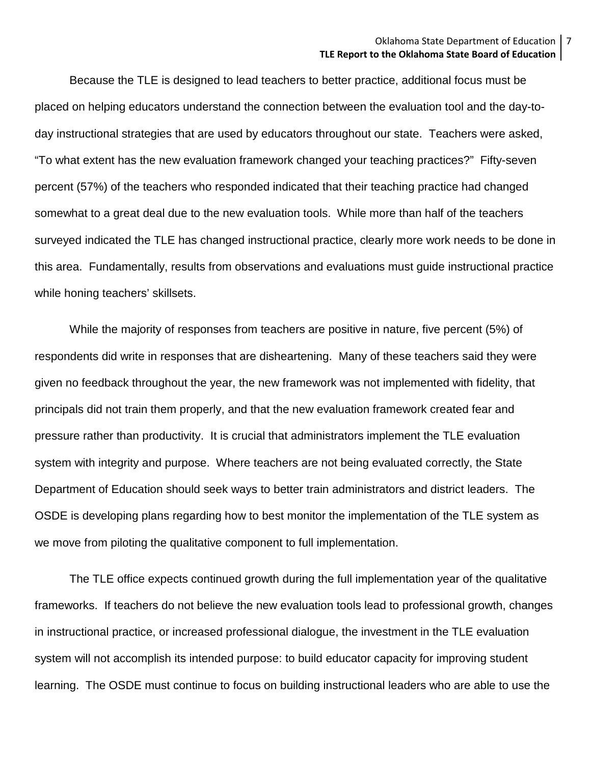Because the TLE is designed to lead teachers to better practice, additional focus must be placed on helping educators understand the connection between the evaluation tool and the day-to-day instructional strategies that are used by educators throughout our state. Teachers were asked, "To what extent has the new evaluation framework changed your teaching practices?" Fifty-seven percent (57%) of the teachers who responded indicated that their teaching practice had changed somewhat to a great deal due to the new evaluation tools. While more than half of the teachers surveyed indicated the TLE has changed instructional practice, clearly more work needs to be done in this area. Fundamentally, results from observations and evaluations must guide instructional practice while honing teachers' skillsets.

While the majority of responses from teachers are positive in nature, five percent (5%) of respondents did write in responses that are disheartening. Many of these teachers said they were given no feedback throughout the year, the new framework was not implemented with fidelity, that principals did not train them properly, and that the new evaluation framework created fear and pressure rather than productivity. It is crucial that administrators implement the TLE evaluation system with integrity and purpose. Where teachers are not being evaluated correctly, the State Department of Education should seek ways to better train administrators and district leaders. The OSDE is developing plans regarding how to best monitor the implementation of the TLE system as we move from piloting the qualitative component to full implementation.

The TLE office expects continued growth during the full implementation year of the qualitative frameworks. If teachers do not believe the new evaluation tools lead to professional growth, changes in instructional practice, or increased professional dialogue, the investment in the TLE evaluation system will not accomplish its intended purpose: to build educator capacity for improving student learning. The OSDE must continue to focus on building instructional leaders who are able to use the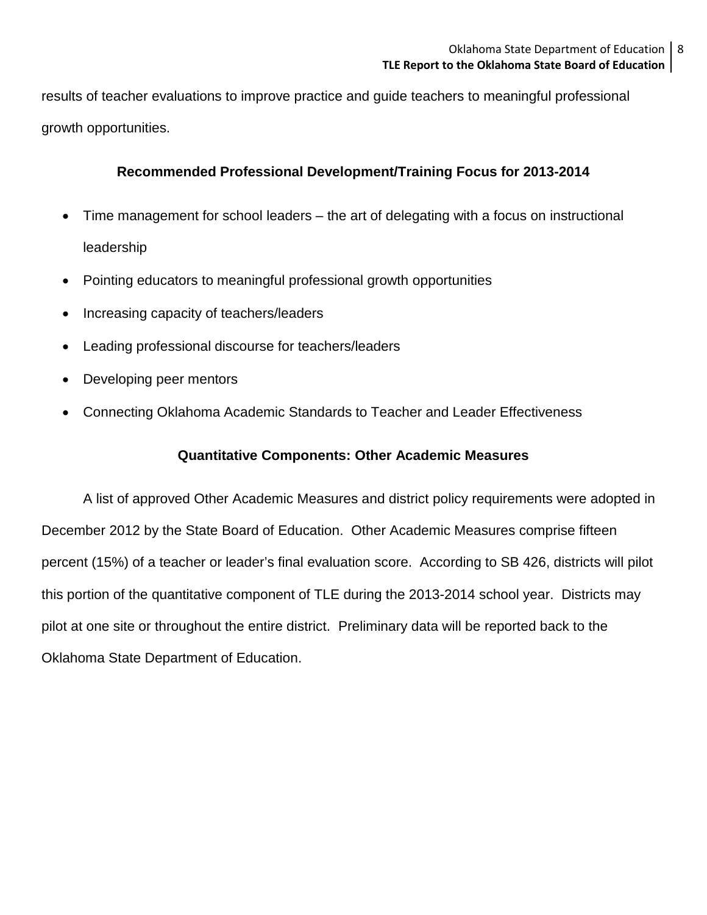results of teacher evaluations to improve practice and guide teachers to meaningful professional growth opportunities.

### Recommended Professional Development/Training Focus for 2013-2014

- Time management for school leaders – the art of delegating with a focus on instructional leadership
- Pointing educators to meaningful professional growth opportunities
- Increasing capacity of teachers/leaders
- Leading professional discourse for teachers/leaders
- Developing peer mentors
- Connecting Oklahoma Academic Standards to Teacher and Leader Effectiveness

### Quantitative Components: Other Academic Measures

A list of approved Other Academic Measures and district policy requirements were adopted in December 2012 by the State Board of Education. Other Academic Measures comprise fifteen percent (15%) of a teacher or leader's final evaluation score. According to SB 426, districts will pilot this portion of the quantitative component of TLE during the 2013-2014 school year. Districts may pilot at one site or throughout the entire district. Preliminary data will be reported back to the Oklahoma State Department of Education.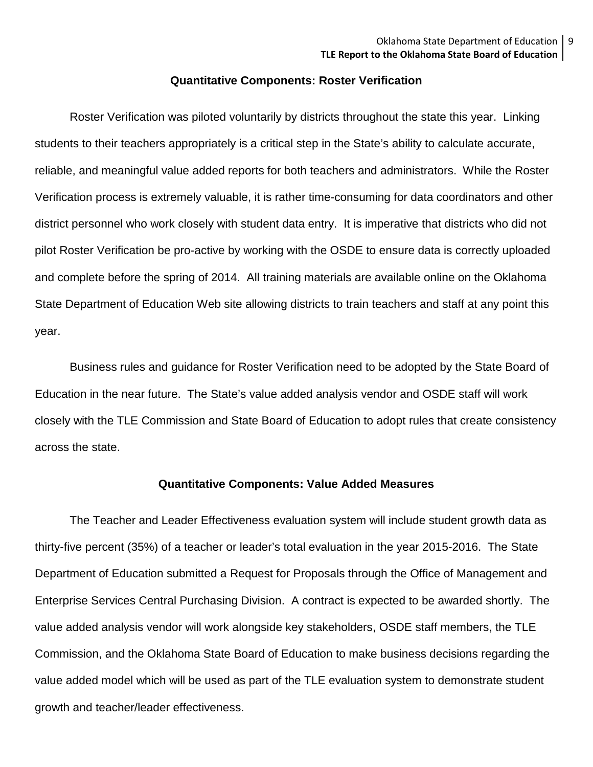## Quantitative Components: Roster Verification

Roster Verification was piloted voluntarily by districts throughout the state this year. Linking students to their teachers appropriately is a critical step in the State's ability to calculate accurate, reliable, and meaningful value added reports for both teachers and administrators. While the Roster Verification process is extremely valuable, it is rather time-consuming for data coordinators and other district personnel who work closely with student data entry. It is imperative that districts who did not pilot Roster Verification be pro-active by working with the OSDE to ensure data is correctly uploaded and complete before the spring of 2014. All training materials are available online on the Oklahoma State Department of Education Web site allowing districts to train teachers and staff at any point this year.

Business rules and guidance for Roster Verification need to be adopted by the State Board of Education in the near future. The State's value added analysis vendor and OSDE staff will work closely with the TLE Commission and State Board of Education to adopt rules that create consistency across the state.

## Quantitative Components: Value Added Measures

The Teacher and Leader Effectiveness evaluation system will include student growth data as thirty-five percent (35%) of a teacher or leader's total evaluation in the year 2015-2016. The State Department of Education submitted a Request for Proposals through the Office of Management and Enterprise Services Central Purchasing Division. A contract is expected to be awarded shortly. The value added analysis vendor will work alongside key stakeholders, OSDE staff members, the TLE Commission, and the Oklahoma State Board of Education to make business decisions regarding the value added model which will be used as part of the TLE evaluation system to demonstrate student growth and teacher/leader effectiveness.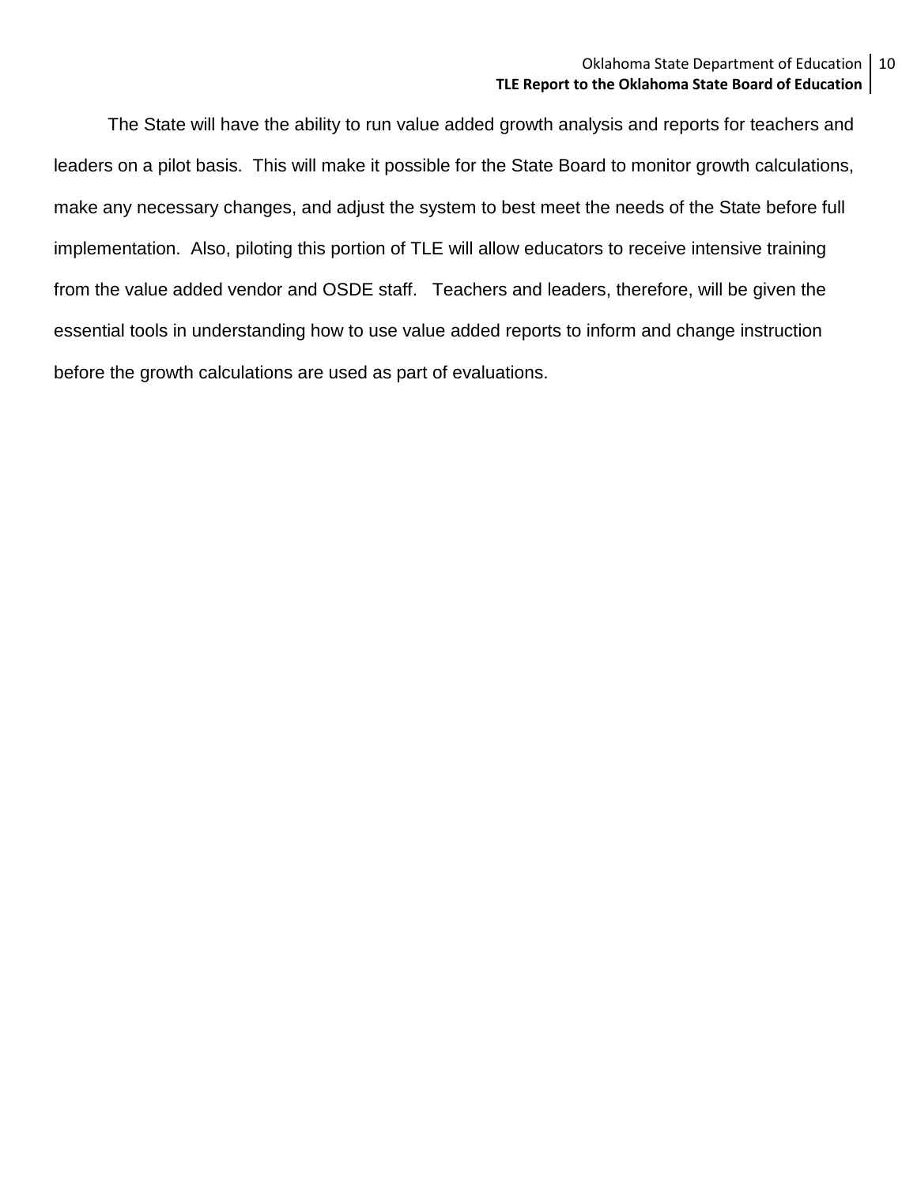The State will have the ability to run value added growth analysis and reports for teachers and leaders on a pilot basis. This will make it possible for the State Board to monitor growth calculations, make any necessary changes, and adjust the system to best meet the needs of the State before full implementation. Also, piloting this portion of TLE will allow educators to receive intensive training from the value added vendor and OSDE staff. Teachers and leaders, therefore, will be given the essential tools in understanding how to use value added reports to inform and change instruction before the growth calculations are used as part of evaluations.